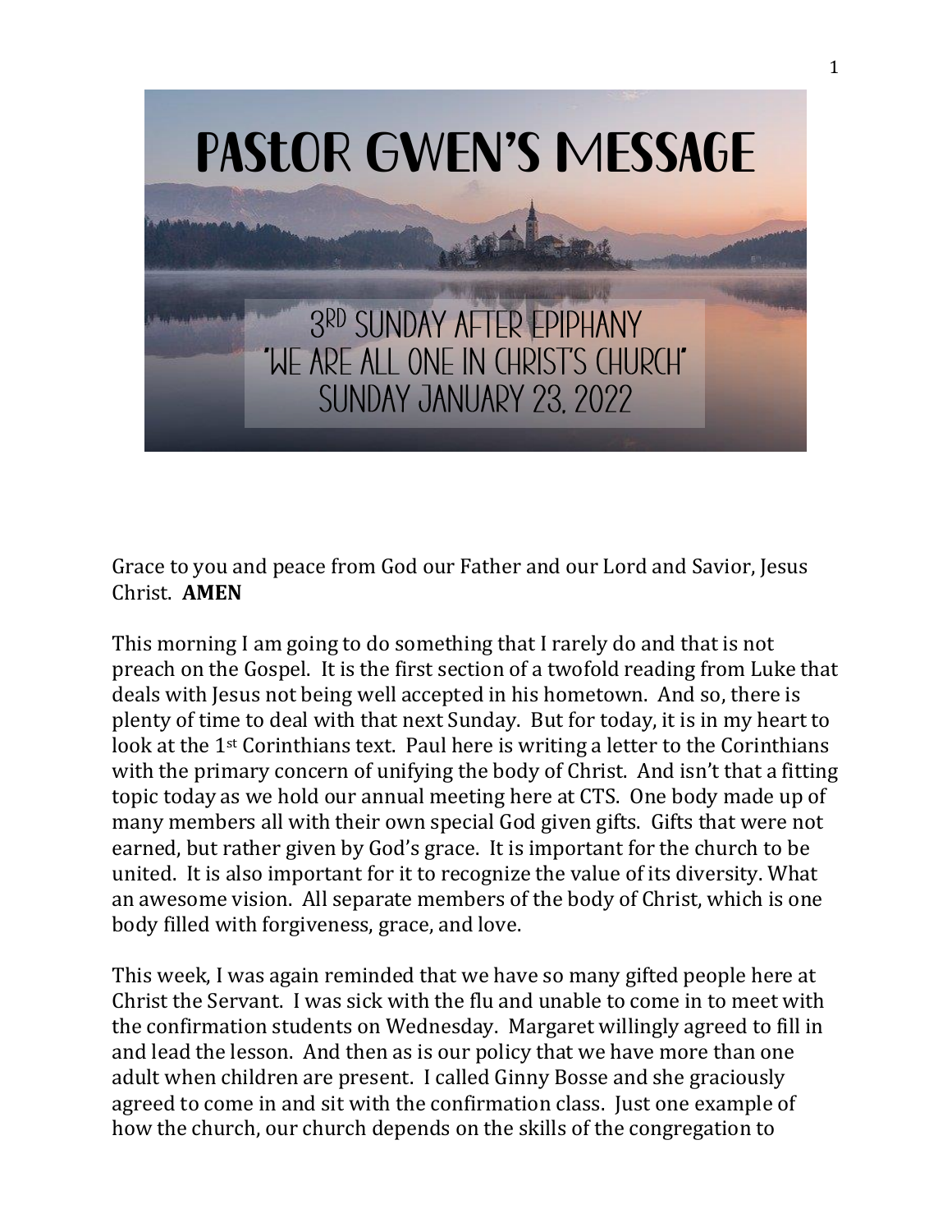# PAStOR GWEN'S MESSAGE

## 3[RD] SUNDAY AFTER EPIPHANY
## "WE ARE ALL ONE IN CHRIST'S CHURCH"
## SUNDAY JANUARY 23, 2022

Grace to you and peace from God our Father and our Lord and Savior, Jesus Christ. **AMEN**

This morning I am going to do something that I rarely do and that is not preach on the Gospel. It is the first section of a twofold reading from Luke that deals with Jesus not being well accepted in his hometown. And so, there is plenty of time to deal with that next Sunday. But for today, it is in my heart to look at the 1st Corinthians text. Paul here is writing a letter to the Corinthians with the primary concern of unifying the body of Christ. And isn't that a fitting topic today as we hold our annual meeting here at CTS. One body made up of many members all with their own special God given gifts. Gifts that were not earned, but rather given by God's grace. It is important for the church to be united. It is also important for it to recognize the value of its diversity. What an awesome vision. All separate members of the body of Christ, which is one body filled with forgiveness, grace, and love.

This week, I was again reminded that we have so many gifted people here at Christ the Servant. I was sick with the flu and unable to come in to meet with the confirmation students on Wednesday. Margaret willingly agreed to fill in and lead the lesson. And then as is our policy that we have more than one adult when children are present. I called Ginny Bosse and she graciously agreed to come in and sit with the confirmation class. Just one example of how the church, our church depends on the skills of the congregation to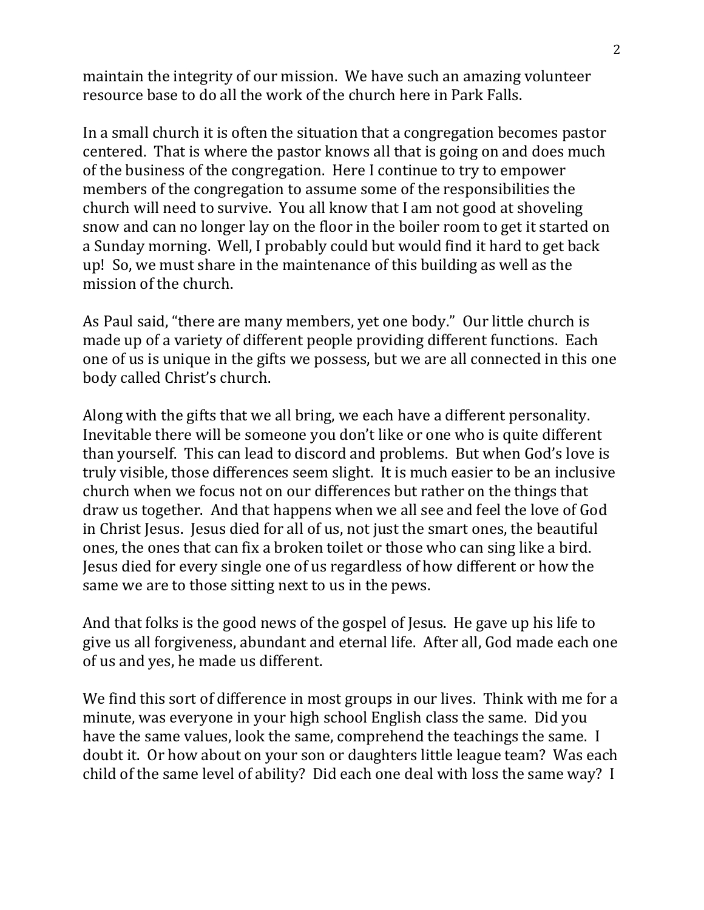maintain the integrity of our mission. We have such an amazing volunteer resource base to do all the work of the church here in Park Falls.

In a small church it is often the situation that a congregation becomes pastor centered. That is where the pastor knows all that is going on and does much of the business of the congregation. Here I continue to try to empower members of the congregation to assume some of the responsibilities the church will need to survive. You all know that I am not good at shoveling snow and can no longer lay on the floor in the boiler room to get it started on a Sunday morning. Well, I probably could but would find it hard to get back up! So, we must share in the maintenance of this building as well as the mission of the church.

As Paul said, "there are many members, yet one body." Our little church is made up of a variety of different people providing different functions. Each one of us is unique in the gifts we possess, but we are all connected in this one body called Christ's church.

Along with the gifts that we all bring, we each have a different personality. Inevitable there will be someone you don't like or one who is quite different than yourself. This can lead to discord and problems. But when God's love is truly visible, those differences seem slight. It is much easier to be an inclusive church when we focus not on our differences but rather on the things that draw us together. And that happens when we all see and feel the love of God in Christ Jesus. Jesus died for all of us, not just the smart ones, the beautiful ones, the ones that can fix a broken toilet or those who can sing like a bird. Jesus died for every single one of us regardless of how different or how the same we are to those sitting next to us in the pews.

And that folks is the good news of the gospel of Jesus. He gave up his life to give us all forgiveness, abundant and eternal life. After all, God made each one of us and yes, he made us different.

We find this sort of difference in most groups in our lives. Think with me for a minute, was everyone in your high school English class the same. Did you have the same values, look the same, comprehend the teachings the same. I doubt it. Or how about on your son or daughters little league team? Was each child of the same level of ability? Did each one deal with loss the same way? I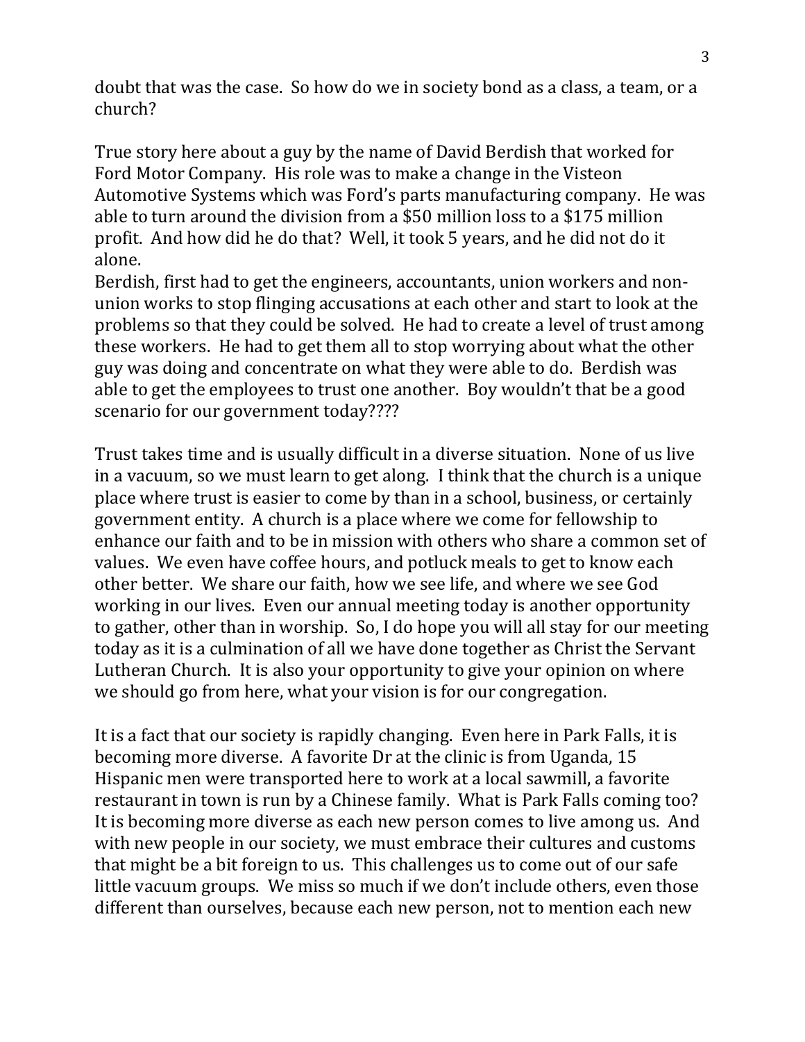doubt that was the case. So how do we in society bond as a class, a team, or a church?

True story here about a guy by the name of David Berdish that worked for Ford Motor Company. His role was to make a change in the Visteon Automotive Systems which was Ford's parts manufacturing company. He was able to turn around the division from a $50 million loss to a $175 million profit. And how did he do that? Well, it took 5 years, and he did not do it alone.
Berdish, first had to get the engineers, accountants, union workers and non-union works to stop flinging accusations at each other and start to look at the problems so that they could be solved. He had to create a level of trust among these workers. He had to get them all to stop worrying about what the other guy was doing and concentrate on what they were able to do. Berdish was able to get the employees to trust one another. Boy wouldn't that be a good scenario for our government today????

Trust takes time and is usually difficult in a diverse situation. None of us live in a vacuum, so we must learn to get along. I think that the church is a unique place where trust is easier to come by than in a school, business, or certainly government entity. A church is a place where we come for fellowship to enhance our faith and to be in mission with others who share a common set of values. We even have coffee hours, and potluck meals to get to know each other better. We share our faith, how we see life, and where we see God working in our lives. Even our annual meeting today is another opportunity to gather, other than in worship. So, I do hope you will all stay for our meeting today as it is a culmination of all we have done together as Christ the Servant Lutheran Church. It is also your opportunity to give your opinion on where we should go from here, what your vision is for our congregation.

It is a fact that our society is rapidly changing. Even here in Park Falls, it is becoming more diverse. A favorite Dr at the clinic is from Uganda, 15 Hispanic men were transported here to work at a local sawmill, a favorite restaurant in town is run by a Chinese family. What is Park Falls coming too? It is becoming more diverse as each new person comes to live among us. And with new people in our society, we must embrace their cultures and customs that might be a bit foreign to us. This challenges us to come out of our safe little vacuum groups. We miss so much if we don't include others, even those different than ourselves, because each new person, not to mention each new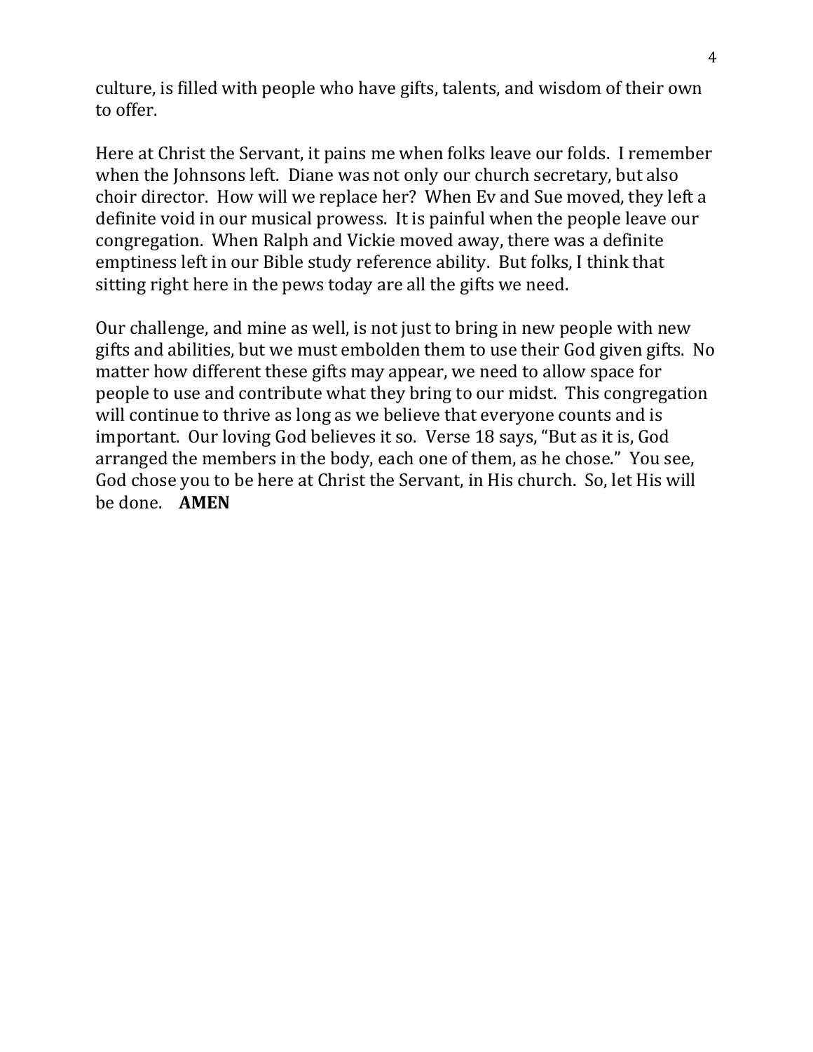culture, is filled with people who have gifts, talents, and wisdom of their own to offer.

Here at Christ the Servant, it pains me when folks leave our folds. I remember when the Johnsons left. Diane was not only our church secretary, but also choir director. How will we replace her? When Ev and Sue moved, they left a definite void in our musical prowess. It is painful when the people leave our congregation. When Ralph and Vickie moved away, there was a definite emptiness left in our Bible study reference ability. But folks, I think that sitting right here in the pews today are all the gifts we need.

Our challenge, and mine as well, is not just to bring in new people with new gifts and abilities, but we must embolden them to use their God given gifts. No matter how different these gifts may appear, we need to allow space for people to use and contribute what they bring to our midst. This congregation will continue to thrive as long as we believe that everyone counts and is important. Our loving God believes it so. Verse 18 says, "But as it is, God arranged the members in the body, each one of them, as he chose." You see, God chose you to be here at Christ the Servant, in His church. So, let His will be done. **AMEN**